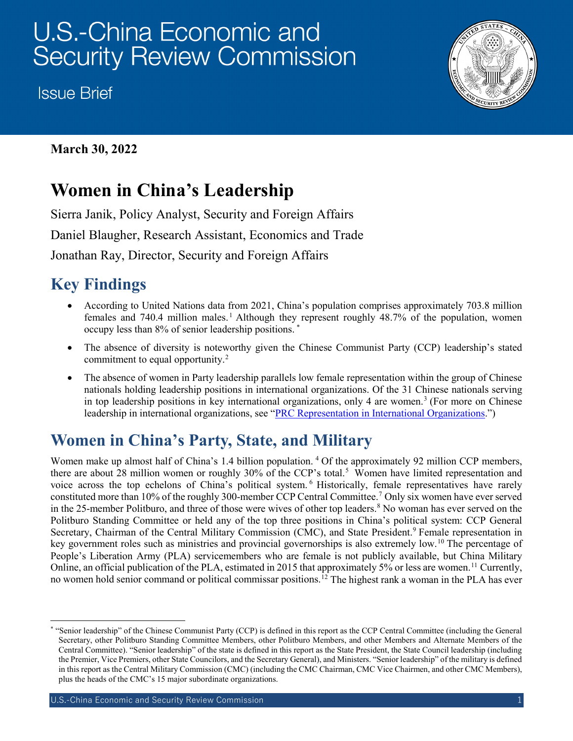# U.S.-China Economic and Security Review Commission

Issue Brief

**March 30, 2022**

# Women in China's Leadership

Sierra Janik, Policy Analyst, Security and Foreign Affairs

Daniel Blaugher, Research Assistant, Economics and Trade

Jonathan Ray, Director, Security and Foreign Affairs

## Key Findings

- According to United Nations data from 2021, China's population comprises approximately 703.8 million females and 740.4 million males.[1] Although they represent roughly 48.7% of the population, women occupy less than 8% of senior leadership positions.[*]
- The absence of diversity is noteworthy given the Chinese Communist Party (CCP) leadership's stated commitment to equal opportunity.[2]
- The absence of women in Party leadership parallels low female representation within the group of Chinese nationals holding leadership positions in international organizations. Of the 31 Chinese nationals serving in top leadership positions in key international organizations, only 4 are women.[3] (For more on Chinese leadership in international organizations, see "[PRC Representation in International Organizations](#).")

## Women in China's Party, State, and Military

Women make up almost half of China's 1.4 billion population.[4] Of the approximately 92 million CCP members, there are about 28 million women or roughly 30% of the CCP's total.[5] Women have limited representation and voice across the top echelons of China's political system.[6] Historically, female representatives have rarely constituted more than 10% of the roughly 300-member CCP Central Committee.[7] Only six women have ever served in the 25-member Politburo, and three of those were wives of other top leaders.[8] No woman has ever served on the Politburo Standing Committee or held any of the top three positions in China's political system: CCP General Secretary, Chairman of the Central Military Commission (CMC), and State President.[9] Female representation in key government roles such as ministries and provincial governorships is also extremely low.[10] The percentage of People's Liberation Army (PLA) servicemembers who are female is not publicly available, but China Military Online, an official publication of the PLA, estimated in 2015 that approximately 5% or less are women.[11] Currently, no women hold senior command or political commissar positions.[12] The highest rank a woman in the PLA has ever

---

[*] "Senior leadership" of the Chinese Communist Party (CCP) is defined in this report as the CCP Central Committee (including the General Secretary, other Politburo Standing Committee Members, other Politburo Members, and other Members and Alternate Members of the Central Committee). "Senior leadership" of the state is defined in this report as the State President, the State Council leadership (including the Premier, Vice Premiers, other State Councilors, and the Secretary General), and Ministers. "Senior leadership" of the military is defined in this report as the Central Military Commission (CMC) (including the CMC Chairman, CMC Vice Chairmen, and other CMC Members), plus the heads of the CMC's 15 major subordinate organizations.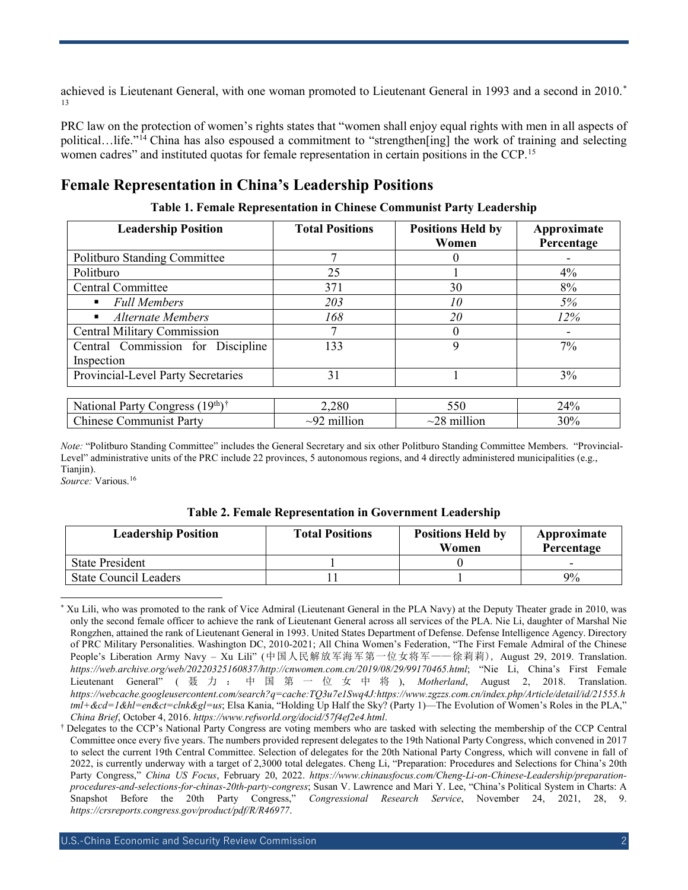achieved is Lieutenant General, with one woman promoted to Lieutenant General in 1993 and a second in 2010.[*][13]

PRC law on the protection of women's rights states that "women shall enjoy equal rights with men in all aspects of political…life."[14] China has also espoused a commitment to "strengthen[ing] the work of training and selecting women cadres" and instituted quotas for female representation in certain positions in the CCP.[15]

## Female Representation in China's Leadership Positions

**Table 1. Female Representation in Chinese Communist Party Leadership**

| Leadership Position | Total Positions | Positions Held by Women | Approximate Percentage |
|---|---|---|---|
| Politburo Standing Committee | 7 | 0 | - |
| Politburo | 25 | 1 | 4% |
| Central Committee | 371 | 30 | 8% |
| ▪ *Full Members* | *203* | *10* | *5%* |
| ▪ *Alternate Members* | *168* | *20* | *12%* |
| Central Military Commission | 7 | 0 | - |
| Central Commission for Discipline Inspection | 133 | 9 | 7% |
| Provincial-Level Party Secretaries | 31 | 1 | 3% |
| National Party Congress (19th)[†] | 2,280 | 550 | 24% |
| Chinese Communist Party | ~92 million | ~28 million | 30% |

*Note:* "Politburo Standing Committee" includes the General Secretary and six other Politburo Standing Committee Members. "Provincial-Level" administrative units of the PRC include 22 provinces, 5 autonomous regions, and 4 directly administered municipalities (e.g., Tianjin).
*Source:* Various.[16]

**Table 2. Female Representation in Government Leadership**

| Leadership Position | Total Positions | Positions Held by Women | Approximate Percentage |
|---|---|---|---|
| State President | 1 | 0 | - |
| State Council Leaders | 11 | 1 | 9% |

[*] Xu Lili, who was promoted to the rank of Vice Admiral (Lieutenant General in the PLA Navy) at the Deputy Theater grade in 2010, was only the second female officer to achieve the rank of Lieutenant General across all services of the PLA. Nie Li, daughter of Marshal Nie Rongzhen, attained the rank of Lieutenant General in 1993. United States Department of Defense. Defense Intelligence Agency. Directory of PRC Military Personalities. Washington DC, 2010-2021; All China Women's Federation, "The First Female Admiral of the Chinese People's Liberation Army Navy – Xu Lili" (中国人民解放军海军第一位女将军——徐莉莉), August 29, 2019. Translation. *https://web.archive.org/web/20220325160837/http://cnwomen.com.cn/2019/08/29/99170465.html*; "Nie Li, China's First Female Lieutenant General" (聂力：中国第一位女中将), *Motherland*, August 2, 2018. Translation. *https://webcache.googleusercontent.com/search?q=cache:TQ3u7e1Swq4J:https://www.zgzzs.com.cn/index.php/Article/detail/id/21555.html+&cd=1&hl=en&ct=clnk&gl=us*; Elsa Kania, "Holding Up Half the Sky? (Party 1)—The Evolution of Women's Roles in the PLA," *China Brief*, October 4, 2016. *https://www.refworld.org/docid/57f4ef2e4.html*.

[†] Delegates to the CCP's National Party Congress are voting members who are tasked with selecting the membership of the CCP Central Committee once every five years. The numbers provided represent delegates to the 19th National Party Congress, which convened in 2017 to select the current 19th Central Committee. Selection of delegates for the 20th National Party Congress, which will convene in fall of 2022, is currently underway with a target of 2,3000 total delegates. Cheng Li, "Preparation: Procedures and Selections for China's 20th Party Congress," *China US Focus*, February 20, 2022. *https://www.chinausfocus.com/Cheng-Li-on-Chinese-Leadership/preparation-procedures-and-selections-for-chinas-20th-party-congress*; Susan V. Lawrence and Mari Y. Lee, "China's Political System in Charts: A Snapshot Before the 20th Party Congress," *Congressional Research Service*, November 24, 2021, 28, 9. *https://crsreports.congress.gov/product/pdf/R/R46977*.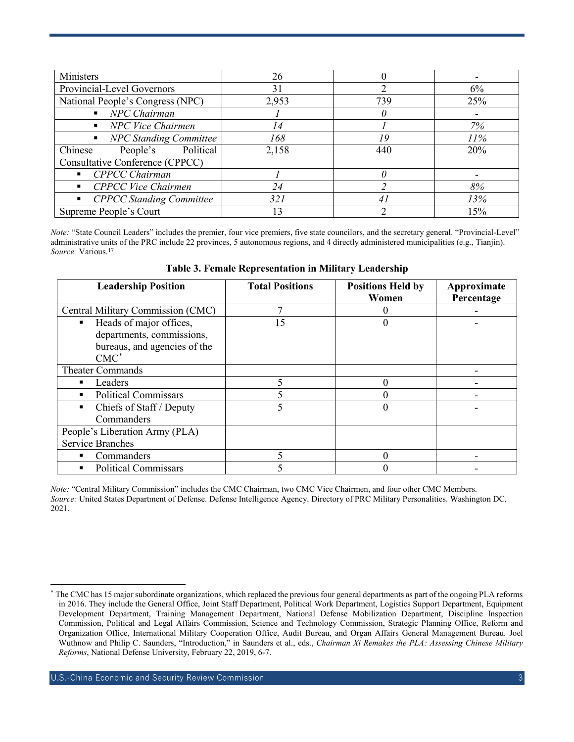| Ministers | 26 | 0 | - |
|---|---|---|---|
| Provincial-Level Governors | 31 | 2 | 6% |
| National People's Congress (NPC) | 2,953 | 739 | 25% |
| ▪ *NPC Chairman* | *1* | *0* | - |
| ▪ *NPC Vice Chairmen* | *14* | *1* | *7%* |
| ▪ *NPC Standing Committee* | *168* | *19* | *11%* |
| Chinese People's Political Consultative Conference (CPPCC) | 2,158 | 440 | 20% |
| ▪ *CPPCC Chairman* | *1* | *0* | - |
| ▪ *CPPCC Vice Chairmen* | *24* | *2* | *8%* |
| ▪ *CPPCC Standing Committee* | *321* | *41* | *13%* |
| Supreme People's Court | 13 | 2 | 15% |

*Note:* "State Council Leaders" includes the premier, four vice premiers, five state councilors, and the secretary general. "Provincial-Level" administrative units of the PRC include 22 provinces, 5 autonomous regions, and 4 directly administered municipalities (e.g., Tianjin).
*Source:* Various.[17]

**Table 3. Female Representation in Military Leadership**

| Leadership Position | Total Positions | Positions Held by Women | Approximate Percentage |
|---|---|---|---|
| Central Military Commission (CMC) | 7 | 0 | - |
| ▪ Heads of major offices, departments, commissions, bureaus, and agencies of the CMC* | 15 | 0 | - |
| Theater Commands | | | - |
| ▪ Leaders | 5 | 0 | - |
| ▪ Political Commissars | 5 | 0 | - |
| ▪ Chiefs of Staff / Deputy Commanders | 5 | 0 | - |
| People's Liberation Army (PLA) Service Branches | | | |
| ▪ Commanders | 5 | 0 | - |
| ▪ Political Commissars | 5 | 0 | - |

*Note:* "Central Military Commission" includes the CMC Chairman, two CMC Vice Chairmen, and four other CMC Members.
*Source:* United States Department of Defense. Defense Intelligence Agency. Directory of PRC Military Personalities. Washington DC, 2021.

* The CMC has 15 major subordinate organizations, which replaced the previous four general departments as part of the ongoing PLA reforms in 2016. They include the General Office, Joint Staff Department, Political Work Department, Logistics Support Department, Equipment Development Department, Training Management Department, National Defense Mobilization Department, Discipline Inspection Commission, Political and Legal Affairs Commission, Science and Technology Commission, Strategic Planning Office, Reform and Organization Office, International Military Cooperation Office, Audit Bureau, and Organ Affairs General Management Bureau. Joel Wuthnow and Philip C. Saunders, "Introduction," in Saunders et al., eds., *Chairman Xi Remakes the PLA: Assessing Chinese Military Reforms*, National Defense University, February 22, 2019, 6-7.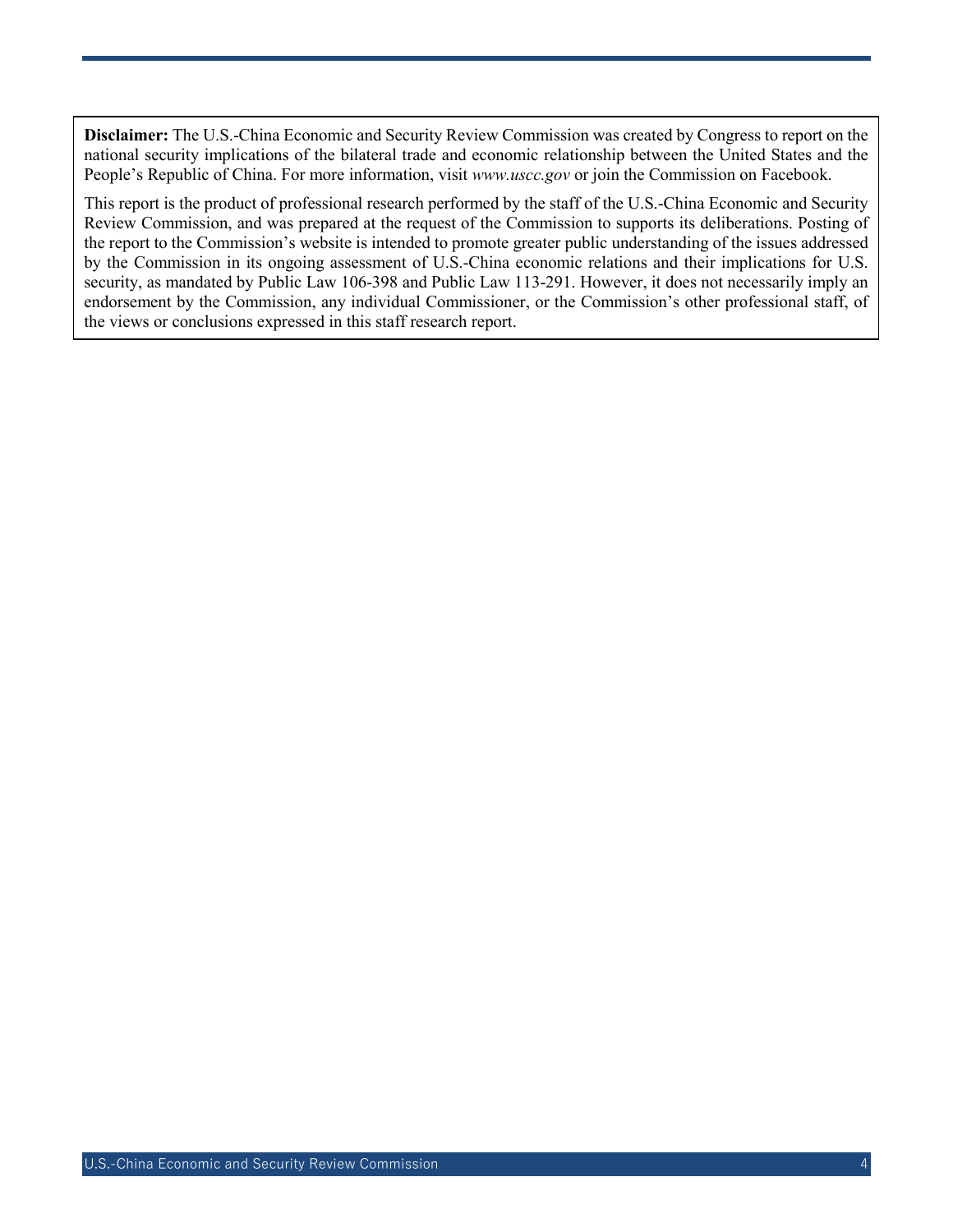**Disclaimer:** The U.S.-China Economic and Security Review Commission was created by Congress to report on the national security implications of the bilateral trade and economic relationship between the United States and the People's Republic of China. For more information, visit *www.uscc.gov* or join the Commission on Facebook.

This report is the product of professional research performed by the staff of the U.S.-China Economic and Security Review Commission, and was prepared at the request of the Commission to supports its deliberations. Posting of the report to the Commission's website is intended to promote greater public understanding of the issues addressed by the Commission in its ongoing assessment of U.S.-China economic relations and their implications for U.S. security, as mandated by Public Law 106-398 and Public Law 113-291. However, it does not necessarily imply an endorsement by the Commission, any individual Commissioner, or the Commission's other professional staff, of the views or conclusions expressed in this staff research report.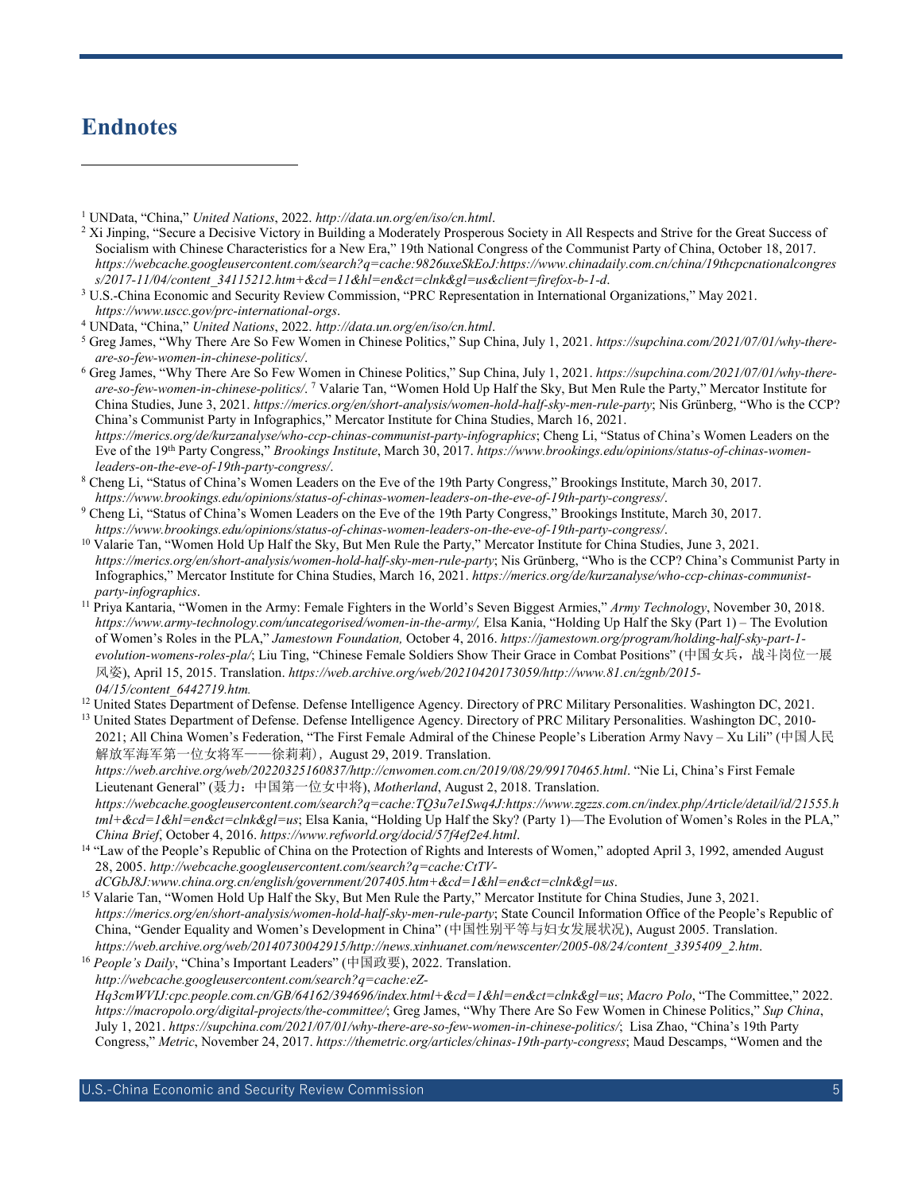# Endnotes

[1] UNData, "China," *United Nations*, 2022. *http://data.un.org/en/iso/cn.html*.

[2] Xi Jinping, "Secure a Decisive Victory in Building a Moderately Prosperous Society in All Respects and Strive for the Great Success of Socialism with Chinese Characteristics for a New Era," 19th National Congress of the Communist Party of China, October 18, 2017. *https://webcache.googleusercontent.com/search?q=cache:9826uxeSkEoJ:https://www.chinadaily.com.cn/china/19thcpcnationalcongress/2017-11/04/content_34115212.htm+&cd=11&hl=en&ct=clnk&gl=us&client=firefox-b-1-d*.

[3] U.S.-China Economic and Security Review Commission, "PRC Representation in International Organizations," May 2021. *https://www.uscc.gov/prc-international-orgs*.

[4] UNData, "China," *United Nations*, 2022. *http://data.un.org/en/iso/cn.html*.

[5] Greg James, "Why There Are So Few Women in Chinese Politics," Sup China, July 1, 2021. *https://supchina.com/2021/07/01/why-there-are-so-few-women-in-chinese-politics/*.

[6] Greg James, "Why There Are So Few Women in Chinese Politics," Sup China, July 1, 2021. *https://supchina.com/2021/07/01/why-there-are-so-few-women-in-chinese-politics/*. [7] Valarie Tan, "Women Hold Up Half the Sky, But Men Rule the Party," Mercator Institute for China Studies, June 3, 2021. *https://merics.org/en/short-analysis/women-hold-half-sky-men-rule-party*; Nis Grünberg, "Who is the CCP? China's Communist Party in Infographics," Mercator Institute for China Studies, March 16, 2021. *https://merics.org/de/kurzanalyse/who-ccp-chinas-communist-party-infographics*; Cheng Li, "Status of China's Women Leaders on the Eve of the 19th Party Congress," *Brookings Institute*, March 30, 2017. *https://www.brookings.edu/opinions/status-of-chinas-women-leaders-on-the-eve-of-19th-party-congress/*.

[8] Cheng Li, "Status of China's Women Leaders on the Eve of the 19th Party Congress," Brookings Institute, March 30, 2017. *https://www.brookings.edu/opinions/status-of-chinas-women-leaders-on-the-eve-of-19th-party-congress/*.

[9] Cheng Li, "Status of China's Women Leaders on the Eve of the 19th Party Congress," Brookings Institute, March 30, 2017. *https://www.brookings.edu/opinions/status-of-chinas-women-leaders-on-the-eve-of-19th-party-congress/*.

[10] Valarie Tan, "Women Hold Up Half the Sky, But Men Rule the Party," Mercator Institute for China Studies, June 3, 2021. *https://merics.org/en/short-analysis/women-hold-half-sky-men-rule-party*; Nis Grünberg, "Who is the CCP? China's Communist Party in Infographics," Mercator Institute for China Studies, March 16, 2021. *https://merics.org/de/kurzanalyse/who-ccp-chinas-communist-party-infographics*.

[11] Priya Kantaria, "Women in the Army: Female Fighters in the World's Seven Biggest Armies," *Army Technology*, November 30, 2018. *https://www.army-technology.com/uncategorised/women-in-the-army/,* Elsa Kania, "Holding Up Half the Sky (Part 1) – The Evolution of Women's Roles in the PLA," *Jamestown Foundation,* October 4, 2016. *https://jamestown.org/program/holding-half-sky-part-1-evolution-womens-roles-pla/*; Liu Ting, "Chinese Female Soldiers Show Their Grace in Combat Positions" (中国女兵，战斗岗位一展风姿), April 15, 2015. Translation. *https://web.archive.org/web/20210420173059/http://www.81.cn/zgnb/2015-04/15/content_6442719.htm.*

[12] United States Department of Defense. Defense Intelligence Agency. Directory of PRC Military Personalities. Washington DC, 2021.

[13] United States Department of Defense. Defense Intelligence Agency. Directory of PRC Military Personalities. Washington DC, 2010-2021; All China Women's Federation, "The First Female Admiral of the Chinese People's Liberation Army Navy – Xu Lili" (中国人民解放军海军第一位女将军——徐莉莉)，August 29, 2019. Translation. *https://web.archive.org/web/20220325160837/http://cnwomen.com.cn/2019/08/29/99170465.html*. "Nie Li, China's First Female Lieutenant General" (聂力：中国第一位女中将), *Motherland*, August 2, 2018. Translation. *https://webcache.googleusercontent.com/search?q=cache:TQ3u7e1Swq4J:https://www.zgzzs.com.cn/index.php/Article/detail/id/21555.html+&cd=1&hl=en&ct=clnk&gl=us*; Elsa Kania, "Holding Up Half the Sky? (Party 1)—The Evolution of Women's Roles in the PLA," *China Brief*, October 4, 2016. *https://www.refworld.org/docid/57f4ef2e4.html*.

[14] "Law of the People's Republic of China on the Protection of Rights and Interests of Women," adopted April 3, 1992, amended August 28, 2005. *http://webcache.googleusercontent.com/search?q=cache:CtTV-dCGbJ8J:www.china.org.cn/english/government/207405.htm+&cd=1&hl=en&ct=clnk&gl=us*.

[15] Valarie Tan, "Women Hold Up Half the Sky, But Men Rule the Party," Mercator Institute for China Studies, June 3, 2021. *https://merics.org/en/short-analysis/women-hold-half-sky-men-rule-party*; State Council Information Office of the People's Republic of China, "Gender Equality and Women's Development in China" (中国性别平等与妇女发展状况), August 2005. Translation. *https://web.archive.org/web/20140730042915/http://news.xinhuanet.com/newscenter/2005-08/24/content_3395409_2.htm*.

[16] *People's Daily*, "China's Important Leaders" (中国政要), 2022. Translation. *http://webcache.googleusercontent.com/search?q=cache:eZ-Hq3cmWVIJ:cpc.people.com.cn/GB/64162/394696/index.html+&cd=1&hl=en&ct=clnk&gl=us*; *Macro Polo*, "The Committee," 2022. *https://macropolo.org/digital-projects/the-committee/*; Greg James, "Why There Are So Few Women in Chinese Politics," *Sup China*, July 1, 2021. *https://supchina.com/2021/07/01/why-there-are-so-few-women-in-chinese-politics/*; Lisa Zhao, "China's 19th Party Congress," *Metric*, November 24, 2017. *https://themetric.org/articles/chinas-19th-party-congress*; Maud Descamps, "Women and the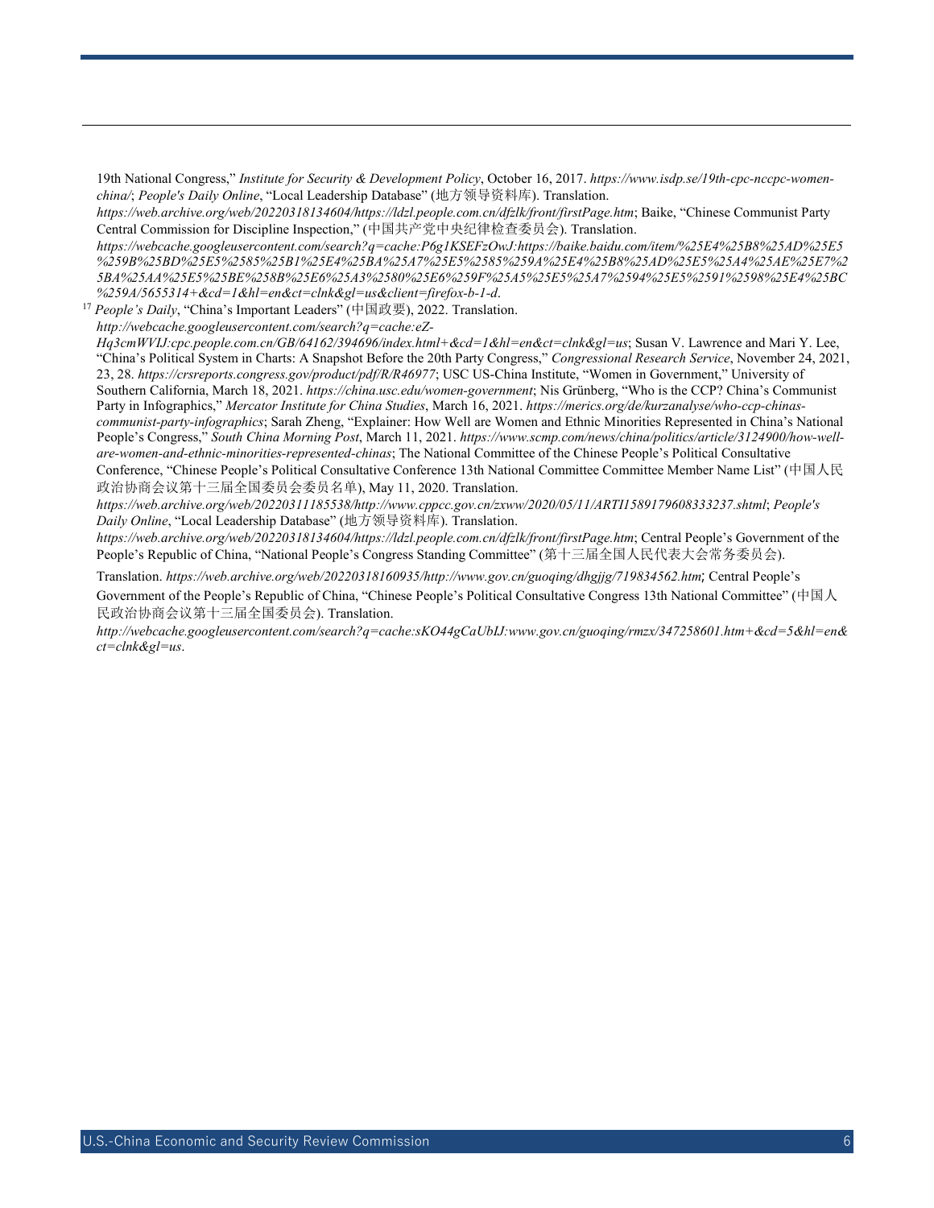19th National Congress," *Institute for Security & Development Policy*, October 16, 2017. *https://www.isdp.se/19th-cpc-nccpc-women-china/*; *People's Daily Online*, "Local Leadership Database" (地方领导资料库). Translation. *https://web.archive.org/web/20220318134604/https://ldzl.people.com.cn/dfzlk/front/firstPage.htm*; Baike, "Chinese Communist Party Central Commission for Discipline Inspection," (中国共产党中央纪律检查委员会). Translation. *https://webcache.googleusercontent.com/search?q=cache:P6g1KSEFzOwJ:https://baike.baidu.com/item/%25E4%25B8%25AD%25E5%259B%25BD%25E5%2585%25B1%25E4%25BA%25A7%25E5%2585%259A%25E4%25B8%25AD%25E5%25A4%25AE%25E7%25BA%25AA%25E5%25BE%258B%25E6%25A3%2580%25E6%259F%25A5%25E5%25A7%2594%25E5%2591%2598%25E4%25BC%259A/5655314+&cd=1&hl=en&ct=clnk&gl=us&client=firefox-b-1-d*.

[17] *People's Daily*, "China's Important Leaders" (中国政要), 2022. Translation. *http://webcache.googleusercontent.com/search?q=cache:eZ-Hq3cmWVIJ:cpc.people.com.cn/GB/64162/394696/index.html+&cd=1&hl=en&ct=clnk&gl=us*; Susan V. Lawrence and Mari Y. Lee, "China's Political System in Charts: A Snapshot Before the 20th Party Congress," *Congressional Research Service*, November 24, 2021, 23, 28. *https://crsreports.congress.gov/product/pdf/R/R46977*; USC US-China Institute, "Women in Government," University of Southern California, March 18, 2021. *https://china.usc.edu/women-government*; Nis Grünberg, "Who is the CCP? China's Communist Party in Infographics," *Mercator Institute for China Studies*, March 16, 2021. *https://merics.org/de/kurzanalyse/who-ccp-chinas-communist-party-infographics*; Sarah Zheng, "Explainer: How Well are Women and Ethnic Minorities Represented in China's National People's Congress," *South China Morning Post*, March 11, 2021. *https://www.scmp.com/news/china/politics/article/3124900/how-well-are-women-and-ethnic-minorities-represented-chinas*; The National Committee of the Chinese People's Political Consultative Conference, "Chinese People's Political Consultative Conference 13th National Committee Committee Member Name List" (中国人民政治协商会议第十三届全国委员会委员名单), May 11, 2020. Translation. *https://web.archive.org/web/20220311185538/http://www.cppcc.gov.cn/zxww/2020/05/11/ARTI1589179608333237.shtml*; *People's Daily Online*, "Local Leadership Database" (地方领导资料库). Translation. *https://web.archive.org/web/20220318134604/https://ldzl.people.com.cn/dfzlk/front/firstPage.htm*; Central People's Government of the People's Republic of China, "National People's Congress Standing Committee" (第十三届全国人民代表大会常务委员会). Translation. *https://web.archive.org/web/20220318160935/http://www.gov.cn/guoqing/dhgjjg/719834562.htm*; Central People's Government of the People's Republic of China, "Chinese People's Political Consultative Congress 13th National Committee" (中国人民政治协商会议第十三届全国委员会). Translation. *http://webcache.googleusercontent.com/search?q=cache:sKO44gCaUbIJ:www.gov.cn/guoqing/rmzx/347258601.htm+&cd=5&hl=en&ct=clnk&gl=us*.